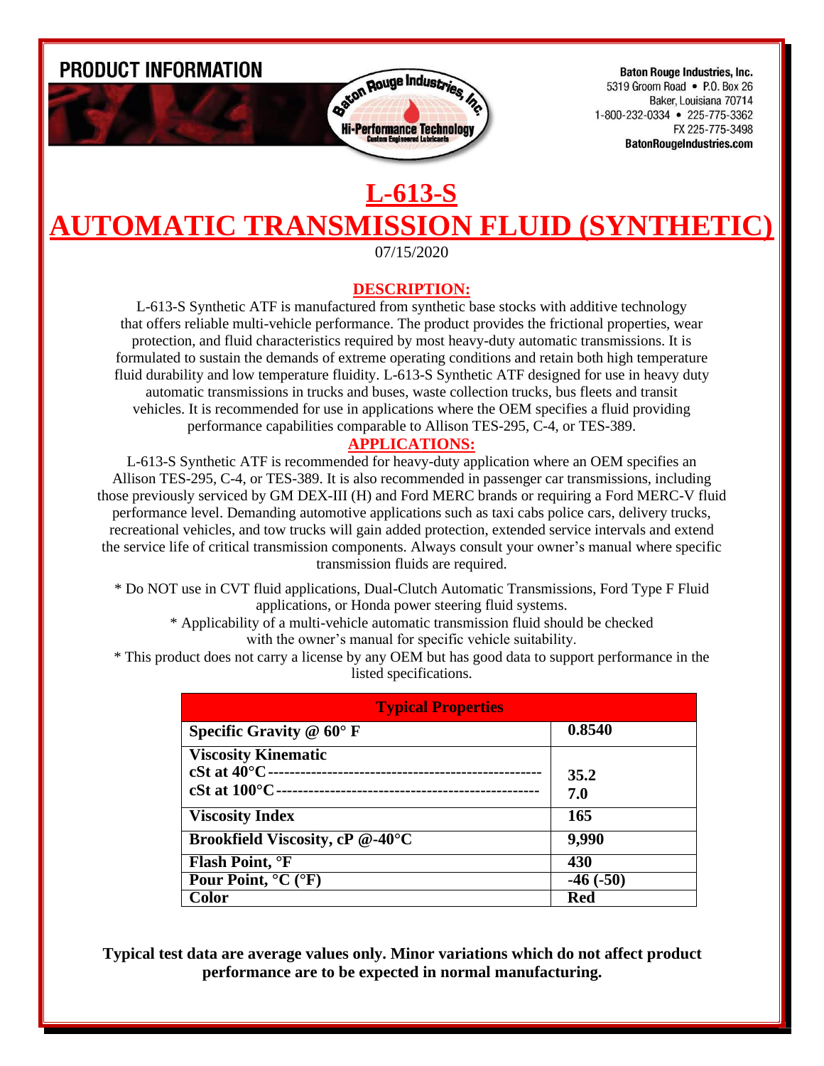**PRODUCT INFORMATION**

**Baton Rouge Industries, Inc.**
5319 Groom Road • P.O. Box 26
Baker, Louisiana 70714
1-800-232-0334 • 225-775-3362
FX 225-775-3498
**BatonRougeIndustries.com**

# L-613-S
# AUTOMATIC TRANSMISSION FLUID (SYNTHETIC)

07/15/2020

## DESCRIPTION:

L-613-S Synthetic ATF is manufactured from synthetic base stocks with additive technology that offers reliable multi-vehicle performance. The product provides the frictional properties, wear protection, and fluid characteristics required by most heavy-duty automatic transmissions. It is formulated to sustain the demands of extreme operating conditions and retain both high temperature fluid durability and low temperature fluidity. L-613-S Synthetic ATF designed for use in heavy duty automatic transmissions in trucks and buses, waste collection trucks, bus fleets and transit vehicles. It is recommended for use in applications where the OEM specifies a fluid providing performance capabilities comparable to Allison TES-295, C-4, or TES-389.

## APPLICATIONS:

L-613-S Synthetic ATF is recommended for heavy-duty application where an OEM specifies an Allison TES-295, C-4, or TES-389. It is also recommended in passenger car transmissions, including those previously serviced by GM DEX-III (H) and Ford MERC brands or requiring a Ford MERC-V fluid performance level. Demanding automotive applications such as taxi cabs police cars, delivery trucks, recreational vehicles, and tow trucks will gain added protection, extended service intervals and extend the service life of critical transmission components. Always consult your owner's manual where specific transmission fluids are required.

* Do NOT use in CVT fluid applications, Dual-Clutch Automatic Transmissions, Ford Type F Fluid applications, or Honda power steering fluid systems.

* Applicability of a multi-vehicle automatic transmission fluid should be checked with the owner's manual for specific vehicle suitability.

* This product does not carry a license by any OEM but has good data to support performance in the listed specifications.

| Typical Properties | |
|---|---|
| **Specific Gravity @ 60° F** | **0.8540** |
| **Viscosity Kinematic** | |
| **cSt at 40°C** | **35.2** |
| **cSt at 100°C** | **7.0** |
| **Viscosity Index** | **165** |
| **Brookfield Viscosity, cP @-40°C** | **9,990** |
| **Flash Point, °F** | **430** |
| **Pour Point, °C (°F)** | **-46 (-50)** |
| **Color** | **Red** |

**Typical test data are average values only. Minor variations which do not affect product performance are to be expected in normal manufacturing.**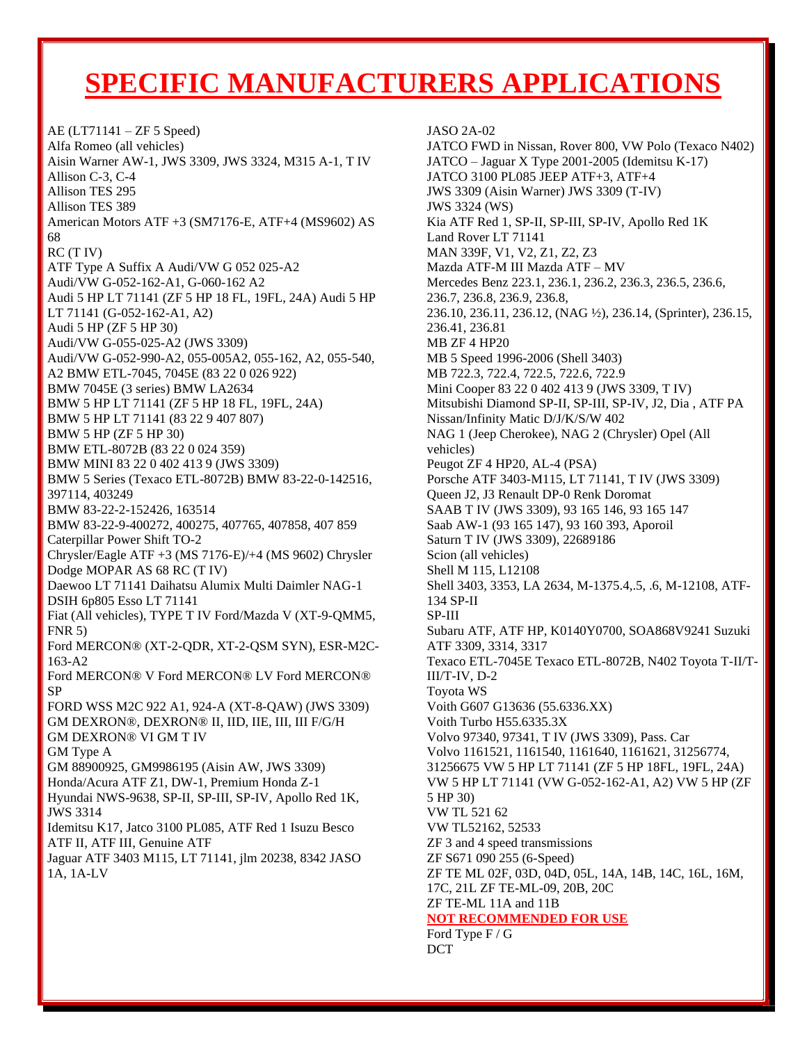# SPECIFIC MANUFACTURERS APPLICATIONS

AE (LT71141 – ZF 5 Speed)
Alfa Romeo (all vehicles)
Aisin Warner AW-1, JWS 3309, JWS 3324, M315 A-1, T IV
Allison C-3, C-4
Allison TES 295
Allison TES 389
American Motors ATF +3 (SM7176-E, ATF+4 (MS9602) AS 68
RC (T IV)
ATF Type A Suffix A Audi/VW G 052 025-A2
Audi/VW G-052-162-A1, G-060-162 A2
Audi 5 HP LT 71141 (ZF 5 HP 18 FL, 19FL, 24A) Audi 5 HP LT 71141 (G-052-162-A1, A2)
Audi 5 HP (ZF 5 HP 30)
Audi/VW G-055-025-A2 (JWS 3309)
Audi/VW G-052-990-A2, 055-005A2, 055-162, A2, 055-540, A2 BMW ETL-7045, 7045E (83 22 0 026 922)
BMW 7045E (3 series) BMW LA2634
BMW 5 HP LT 71141 (ZF 5 HP 18 FL, 19FL, 24A)
BMW 5 HP LT 71141 (83 22 9 407 807)
BMW 5 HP (ZF 5 HP 30)
BMW ETL-8072B (83 22 0 024 359)
BMW MINI 83 22 0 402 413 9 (JWS 3309)
BMW 5 Series (Texaco ETL-8072B) BMW 83-22-0-142516, 397114, 403249
BMW 83-22-2-152426, 163514
BMW 83-22-9-400272, 400275, 407765, 407858, 407 859
Caterpillar Power Shift TO-2
Chrysler/Eagle ATF +3 (MS 7176-E)/+4 (MS 9602) Chrysler Dodge MOPAR AS 68 RC (T IV)
Daewoo LT 71141 Daihatsu Alumix Multi Daimler NAG-1 DSIH 6p805 Esso LT 71141
Fiat (All vehicles), TYPE T IV Ford/Mazda V (XT-9-QMM5, FNR 5)
Ford MERCON® (XT-2-QDR, XT-2-QSM SYN), ESR-M2C-163-A2
Ford MERCON® V Ford MERCON® LV Ford MERCON® SP
FORD WSS M2C 922 A1, 924-A (XT-8-QAW) (JWS 3309)
GM DEXRON®, DEXRON® II, IID, IIE, III, III F/G/H
GM DEXRON® VI GM T IV
GM Type A
GM 88900925, GM9986195 (Aisin AW, JWS 3309)
Honda/Acura ATF Z1, DW-1, Premium Honda Z-1
Hyundai NWS-9638, SP-II, SP-III, SP-IV, Apollo Red 1K, JWS 3314
Idemitsu K17, Jatco 3100 PL085, ATF Red 1 Isuzu Besco ATF II, ATF III, Genuine ATF
Jaguar ATF 3403 M115, LT 71141, jlm 20238, 8342 JASO 1A, 1A-LV
JASO 2A-02
JATCO FWD in Nissan, Rover 800, VW Polo (Texaco N402)
JATCO – Jaguar X Type 2001-2005 (Idemitsu K-17)
JATCO 3100 PL085 JEEP ATF+3, ATF+4
JWS 3309 (Aisin Warner) JWS 3309 (T-IV)
JWS 3324 (WS)
Kia ATF Red 1, SP-II, SP-III, SP-IV, Apollo Red 1K
Land Rover LT 71141
MAN 339F, V1, V2, Z1, Z2, Z3
Mazda ATF-M III Mazda ATF – MV
Mercedes Benz 223.1, 236.1, 236.2, 236.3, 236.5, 236.6, 236.7, 236.8, 236.9, 236.8,
236.10, 236.11, 236.12, (NAG ½), 236.14, (Sprinter), 236.15, 236.41, 236.81
MB ZF 4 HP20
MB 5 Speed 1996-2006 (Shell 3403)
MB 722.3, 722.4, 722.5, 722.6, 722.9
Mini Cooper 83 22 0 402 413 9 (JWS 3309, T IV)
Mitsubishi Diamond SP-II, SP-III, SP-IV, J2, Dia , ATF PA
Nissan/Infinity Matic D/J/K/S/W 402
NAG 1 (Jeep Cherokee), NAG 2 (Chrysler) Opel (All vehicles)
Peugot ZF 4 HP20, AL-4 (PSA)
Porsche ATF 3403-M115, LT 71141, T IV (JWS 3309)
Queen J2, J3 Renault DP-0 Renk Doromat
SAAB T IV (JWS 3309), 93 165 146, 93 165 147
Saab AW-1 (93 165 147), 93 160 393, Aporoil
Saturn T IV (JWS 3309), 22689186
Scion (all vehicles)
Shell M 115, L12108
Shell 3403, 3353, LA 2634, M-1375.4,.5, .6, M-12108, ATF-134 SP-II
SP-III
Subaru ATF, ATF HP, K0140Y0700, SOA868V9241 Suzuki ATF 3309, 3314, 3317
Texaco ETL-7045E Texaco ETL-8072B, N402 Toyota T-II/T-III/T-IV, D-2
Toyota WS
Voith G607 G13636 (55.6336.XX)
Voith Turbo H55.6335.3X
Volvo 97340, 97341, T IV (JWS 3309), Pass. Car
Volvo 1161521, 1161540, 1161640, 1161621, 31256774, 31256675 VW 5 HP LT 71141 (ZF 5 HP 18FL, 19FL, 24A)
VW 5 HP LT 71141 (VW G-052-162-A1, A2) VW 5 HP (ZF 5 HP 30)
VW TL 521 62
VW TL52162, 52533
ZF 3 and 4 speed transmissions
ZF S671 090 255 (6-Speed)
ZF TE ML 02F, 03D, 04D, 05L, 14A, 14B, 14C, 16L, 16M, 17C, 21L ZF TE-ML-09, 20B, 20C
ZF TE-ML 11A and 11B

**NOT RECOMMENDED FOR USE**

Ford Type F / G
DCT